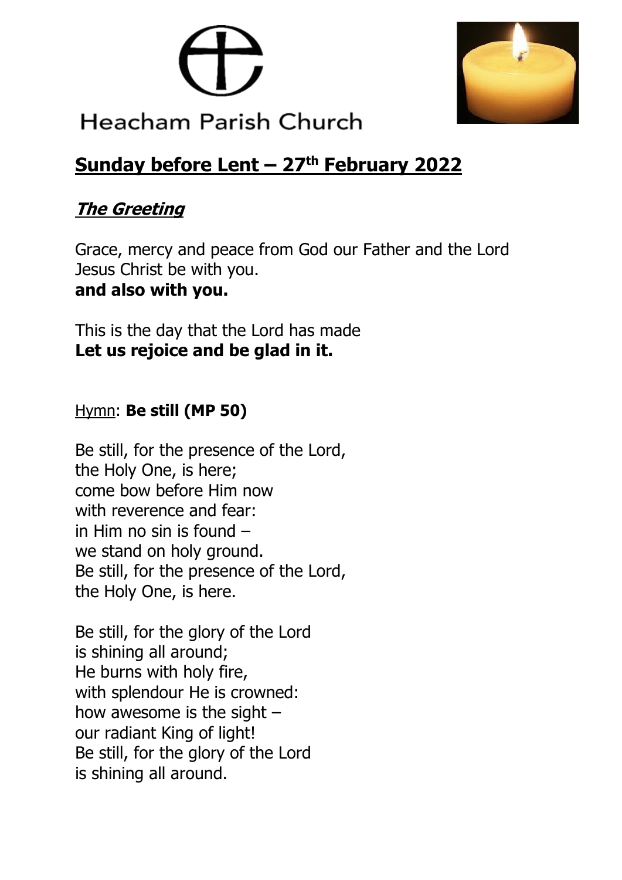Heacham Parish Church

# **Sunday before Lent – 27th February 2022**

## ***The Greeting***

Grace, mercy and peace from God our Father and the Lord Jesus Christ be with you.
**and also with you.**

This is the day that the Lord has made
**Let us rejoice and be glad in it.**

Hymn: **Be still (MP 50)**

Be still, for the presence of the Lord,
the Holy One, is here;
come bow before Him now
with reverence and fear:
in Him no sin is found –
we stand on holy ground.
Be still, for the presence of the Lord,
the Holy One, is here.

Be still, for the glory of the Lord
is shining all around;
He burns with holy fire,
with splendour He is crowned:
how awesome is the sight –
our radiant King of light!
Be still, for the glory of the Lord
is shining all around.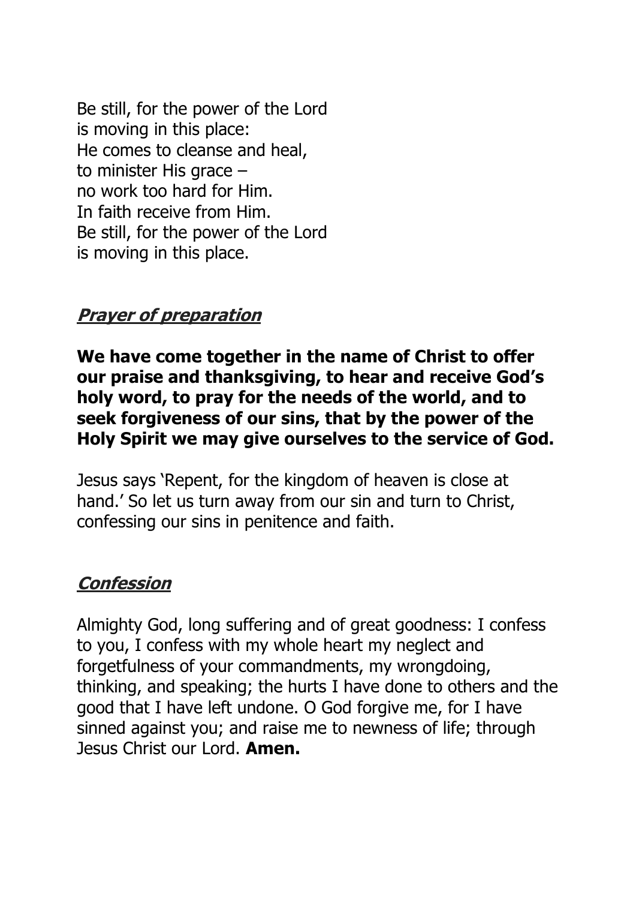Be still, for the power of the Lord
is moving in this place:
He comes to cleanse and heal,
to minister His grace –
no work too hard for Him.
In faith receive from Him.
Be still, for the power of the Lord
is moving in this place.

## ***Prayer of preparation***

**We have come together in the name of Christ to offer our praise and thanksgiving, to hear and receive God's holy word, to pray for the needs of the world, and to seek forgiveness of our sins, that by the power of the Holy Spirit we may give ourselves to the service of God.**

Jesus says 'Repent, for the kingdom of heaven is close at hand.' So let us turn away from our sin and turn to Christ, confessing our sins in penitence and faith.

## ***Confession***

Almighty God, long suffering and of great goodness: I confess to you, I confess with my whole heart my neglect and forgetfulness of your commandments, my wrongdoing, thinking, and speaking; the hurts I have done to others and the good that I have left undone. O God forgive me, for I have sinned against you; and raise me to newness of life; through Jesus Christ our Lord. **Amen.**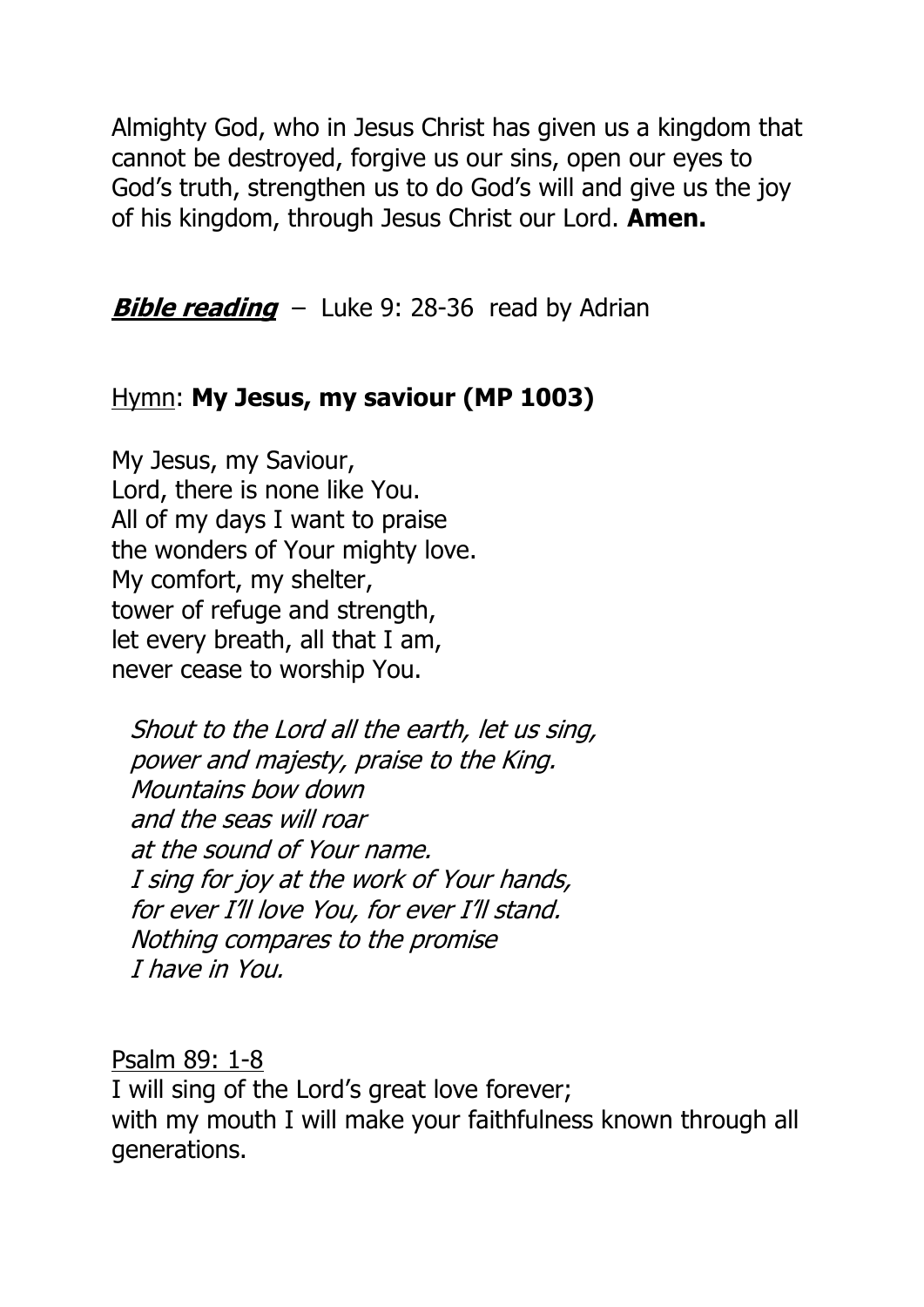Almighty God, who in Jesus Christ has given us a kingdom that cannot be destroyed, forgive us our sins, open our eyes to God's truth, strengthen us to do God's will and give us the joy of his kingdom, through Jesus Christ our Lord. **Amen.**

***Bible reading*** – Luke 9: 28-36 read by Adrian

Hymn: **My Jesus, my saviour (MP 1003)**

My Jesus, my Saviour,
Lord, there is none like You.
All of my days I want to praise
the wonders of Your mighty love.
My comfort, my shelter,
tower of refuge and strength,
let every breath, all that I am,
never cease to worship You.

*Shout to the Lord all the earth, let us sing,*
*power and majesty, praise to the King.*
*Mountains bow down*
*and the seas will roar*
*at the sound of Your name.*
*I sing for joy at the work of Your hands,*
*for ever I'll love You, for ever I'll stand.*
*Nothing compares to the promise*
*I have in You.*

Psalm 89: 1-8
I will sing of the Lord's great love forever;
with my mouth I will make your faithfulness known through all generations.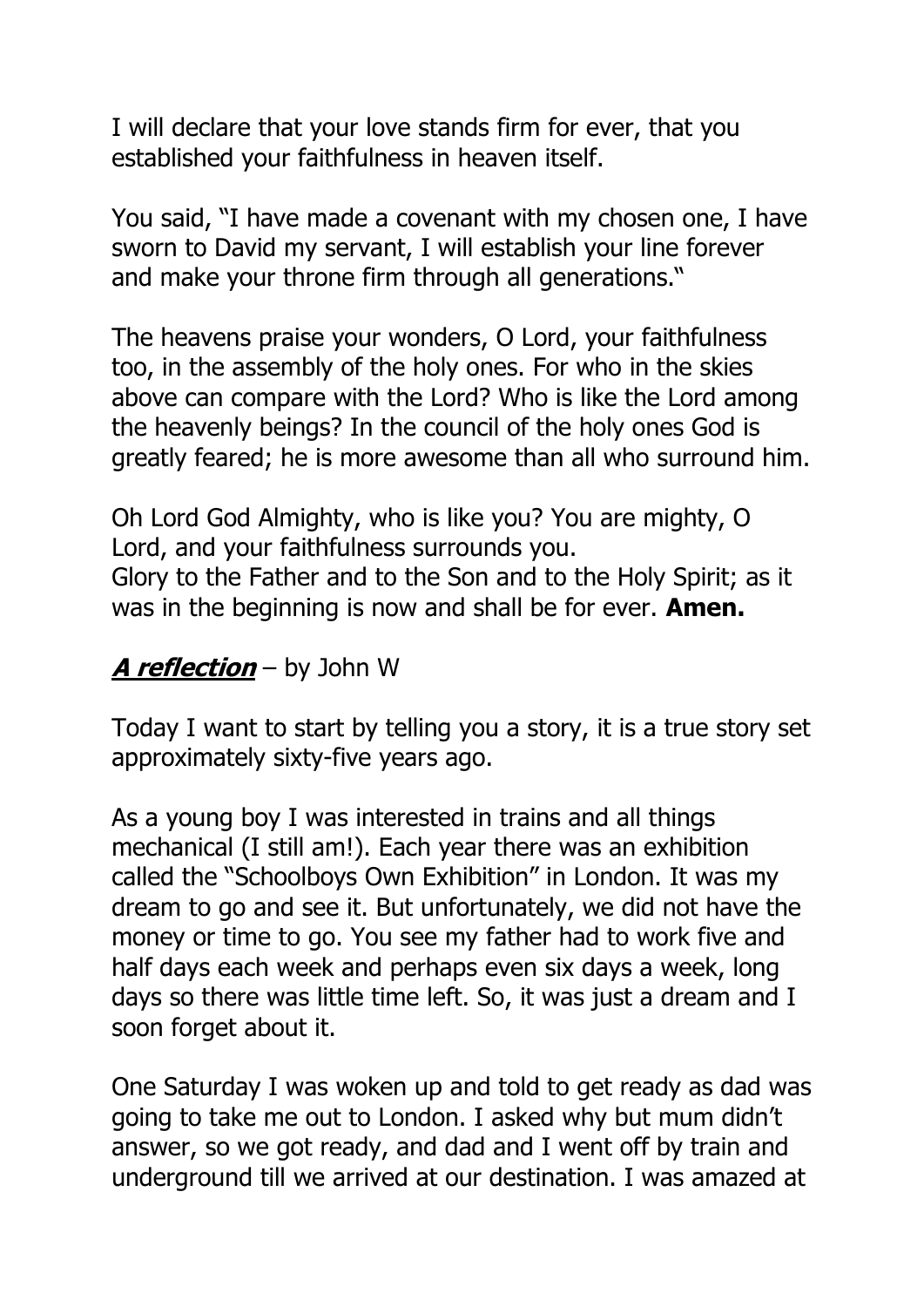I will declare that your love stands firm for ever, that you established your faithfulness in heaven itself.

You said, "I have made a covenant with my chosen one, I have sworn to David my servant, I will establish your line forever and make your throne firm through all generations."

The heavens praise your wonders, O Lord, your faithfulness too, in the assembly of the holy ones. For who in the skies above can compare with the Lord? Who is like the Lord among the heavenly beings? In the council of the holy ones God is greatly feared; he is more awesome than all who surround him.

Oh Lord God Almighty, who is like you? You are mighty, O Lord, and your faithfulness surrounds you.
Glory to the Father and to the Son and to the Holy Spirit; as it was in the beginning is now and shall be for ever. **Amen.**

## ***A reflection*** – by John W

Today I want to start by telling you a story, it is a true story set approximately sixty-five years ago.

As a young boy I was interested in trains and all things mechanical (I still am!). Each year there was an exhibition called the "Schoolboys Own Exhibition" in London. It was my dream to go and see it. But unfortunately, we did not have the money or time to go. You see my father had to work five and half days each week and perhaps even six days a week, long days so there was little time left. So, it was just a dream and I soon forget about it.

One Saturday I was woken up and told to get ready as dad was going to take me out to London. I asked why but mum didn't answer, so we got ready, and dad and I went off by train and underground till we arrived at our destination. I was amazed at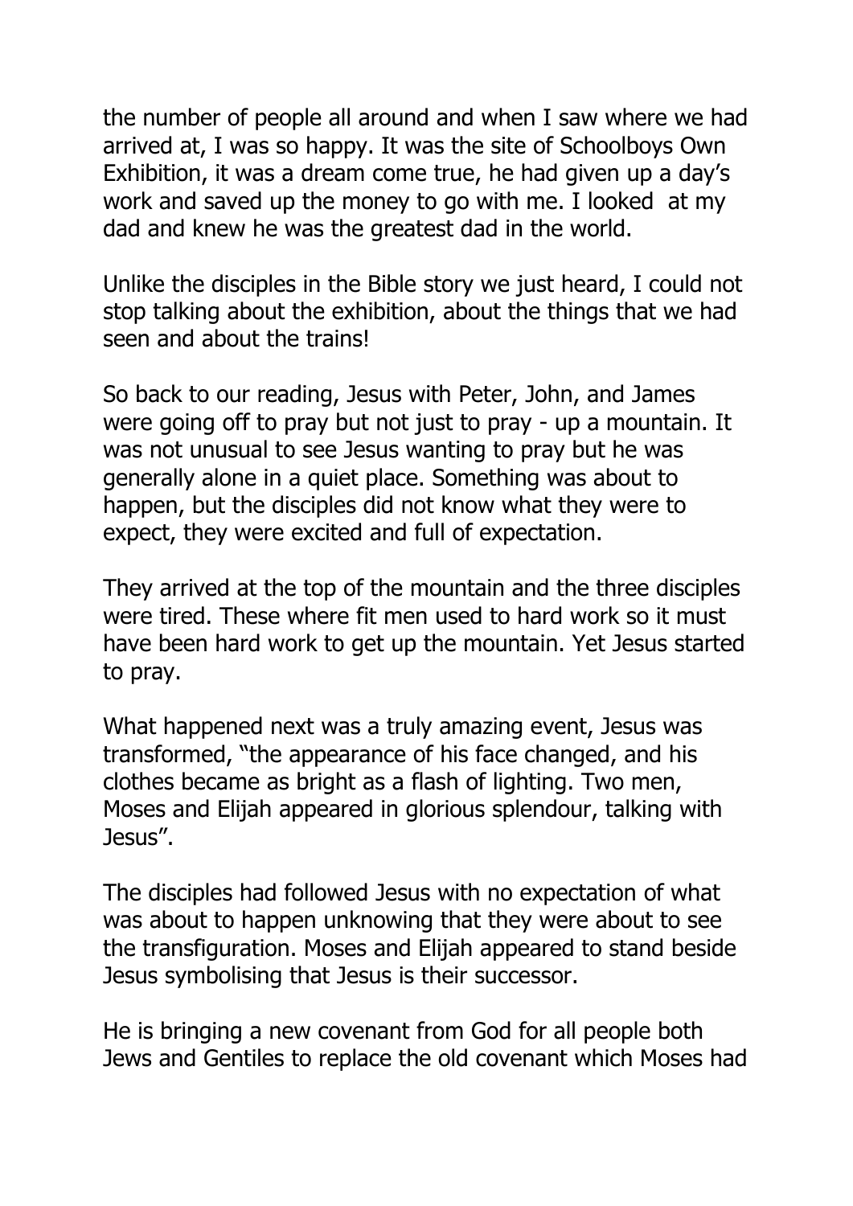the number of people all around and when I saw where we had arrived at, I was so happy. It was the site of Schoolboys Own Exhibition, it was a dream come true, he had given up a day's work and saved up the money to go with me. I looked at my dad and knew he was the greatest dad in the world.

Unlike the disciples in the Bible story we just heard, I could not stop talking about the exhibition, about the things that we had seen and about the trains!

So back to our reading, Jesus with Peter, John, and James were going off to pray but not just to pray - up a mountain. It was not unusual to see Jesus wanting to pray but he was generally alone in a quiet place. Something was about to happen, but the disciples did not know what they were to expect, they were excited and full of expectation.

They arrived at the top of the mountain and the three disciples were tired. These where fit men used to hard work so it must have been hard work to get up the mountain. Yet Jesus started to pray.

What happened next was a truly amazing event, Jesus was transformed, "the appearance of his face changed, and his clothes became as bright as a flash of lighting. Two men, Moses and Elijah appeared in glorious splendour, talking with Jesus".

The disciples had followed Jesus with no expectation of what was about to happen unknowing that they were about to see the transfiguration. Moses and Elijah appeared to stand beside Jesus symbolising that Jesus is their successor.

He is bringing a new covenant from God for all people both Jews and Gentiles to replace the old covenant which Moses had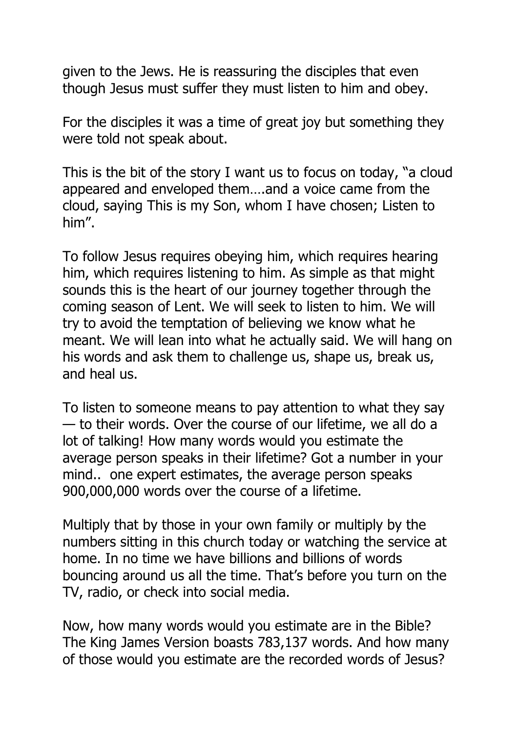given to the Jews. He is reassuring the disciples that even though Jesus must suffer they must listen to him and obey.

For the disciples it was a time of great joy but something they were told not speak about.

This is the bit of the story I want us to focus on today, "a cloud appeared and enveloped them….and a voice came from the cloud, saying This is my Son, whom I have chosen; Listen to him".

To follow Jesus requires obeying him, which requires hearing him, which requires listening to him. As simple as that might sounds this is the heart of our journey together through the coming season of Lent. We will seek to listen to him. We will try to avoid the temptation of believing we know what he meant. We will lean into what he actually said. We will hang on his words and ask them to challenge us, shape us, break us, and heal us.

To listen to someone means to pay attention to what they say — to their words. Over the course of our lifetime, we all do a lot of talking! How many words would you estimate the average person speaks in their lifetime? Got a number in your mind.. one expert estimates, the average person speaks 900,000,000 words over the course of a lifetime.

Multiply that by those in your own family or multiply by the numbers sitting in this church today or watching the service at home. In no time we have billions and billions of words bouncing around us all the time. That's before you turn on the TV, radio, or check into social media.

Now, how many words would you estimate are in the Bible? The King James Version boasts 783,137 words. And how many of those would you estimate are the recorded words of Jesus?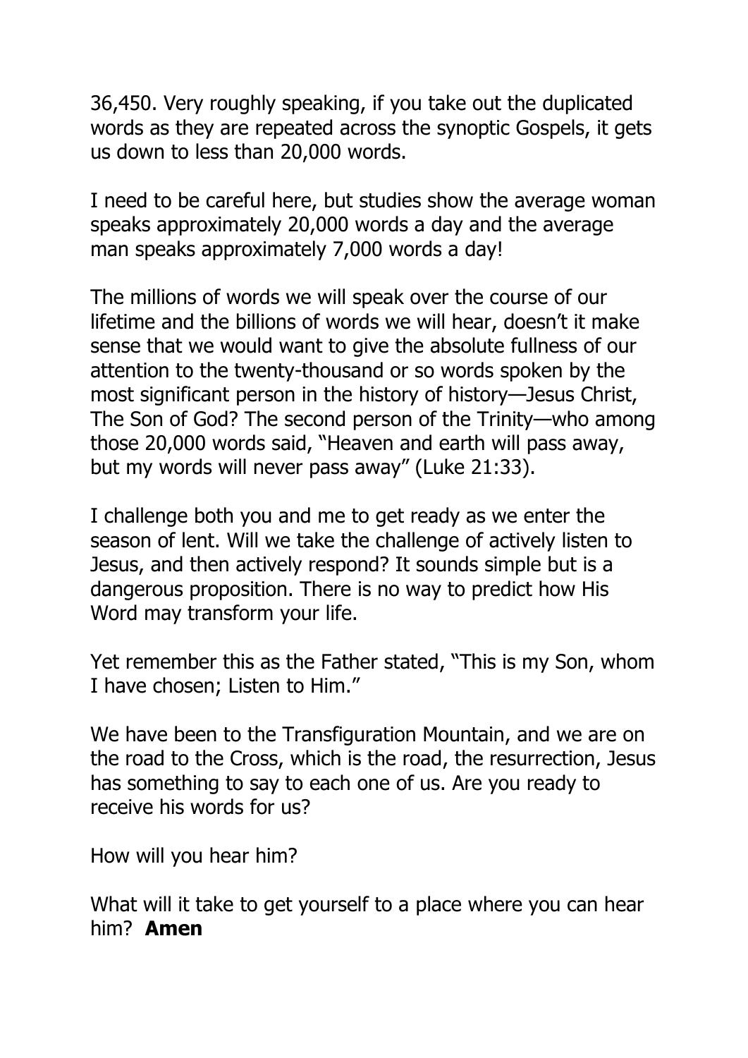36,450. Very roughly speaking, if you take out the duplicated words as they are repeated across the synoptic Gospels, it gets us down to less than 20,000 words.

I need to be careful here, but studies show the average woman speaks approximately 20,000 words a day and the average man speaks approximately 7,000 words a day!

The millions of words we will speak over the course of our lifetime and the billions of words we will hear, doesn't it make sense that we would want to give the absolute fullness of our attention to the twenty-thousand or so words spoken by the most significant person in the history of history—Jesus Christ, The Son of God? The second person of the Trinity—who among those 20,000 words said, "Heaven and earth will pass away, but my words will never pass away" (Luke 21:33).

I challenge both you and me to get ready as we enter the season of lent. Will we take the challenge of actively listen to Jesus, and then actively respond? It sounds simple but is a dangerous proposition. There is no way to predict how His Word may transform your life.

Yet remember this as the Father stated, "This is my Son, whom I have chosen; Listen to Him."

We have been to the Transfiguration Mountain, and we are on the road to the Cross, which is the road, the resurrection, Jesus has something to say to each one of us. Are you ready to receive his words for us?

How will you hear him?

What will it take to get yourself to a place where you can hear him? **Amen**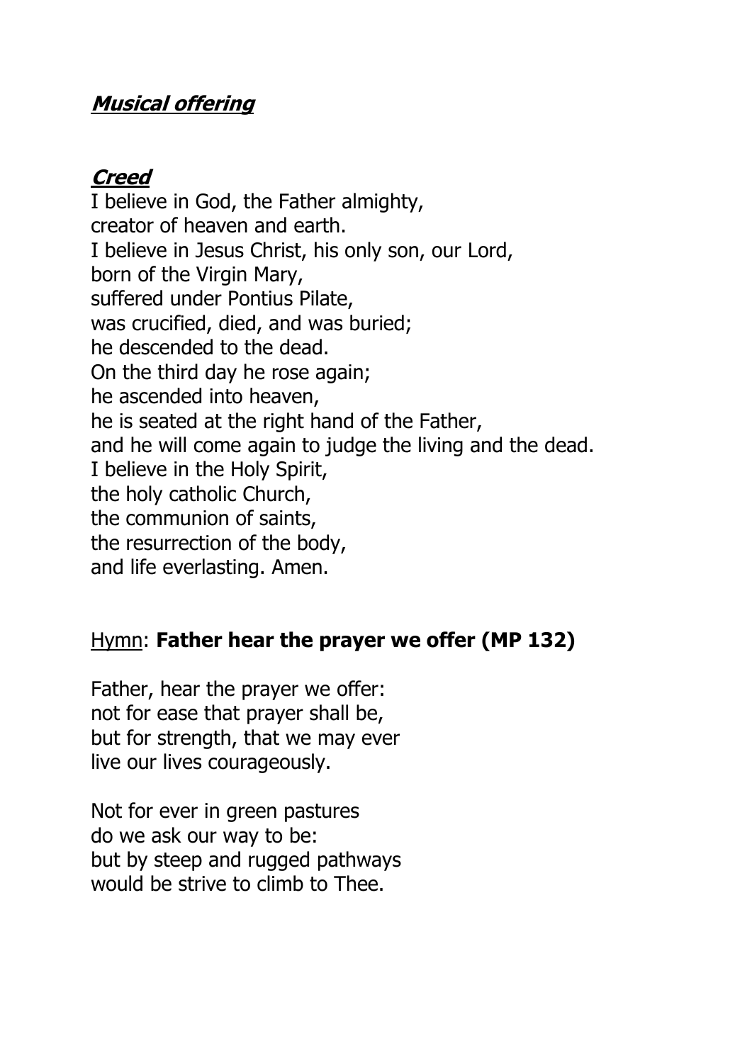***Musical offering***

***Creed***

I believe in God, the Father almighty,
creator of heaven and earth.
I believe in Jesus Christ, his only son, our Lord,
born of the Virgin Mary,
suffered under Pontius Pilate,
was crucified, died, and was buried;
he descended to the dead.
On the third day he rose again;
he ascended into heaven,
he is seated at the right hand of the Father,
and he will come again to judge the living and the dead.
I believe in the Holy Spirit,
the holy catholic Church,
the communion of saints,
the resurrection of the body,
and life everlasting. Amen.

Hymn: **Father hear the prayer we offer (MP 132)**

Father, hear the prayer we offer:
not for ease that prayer shall be,
but for strength, that we may ever
live our lives courageously.

Not for ever in green pastures
do we ask our way to be:
but by steep and rugged pathways
would be strive to climb to Thee.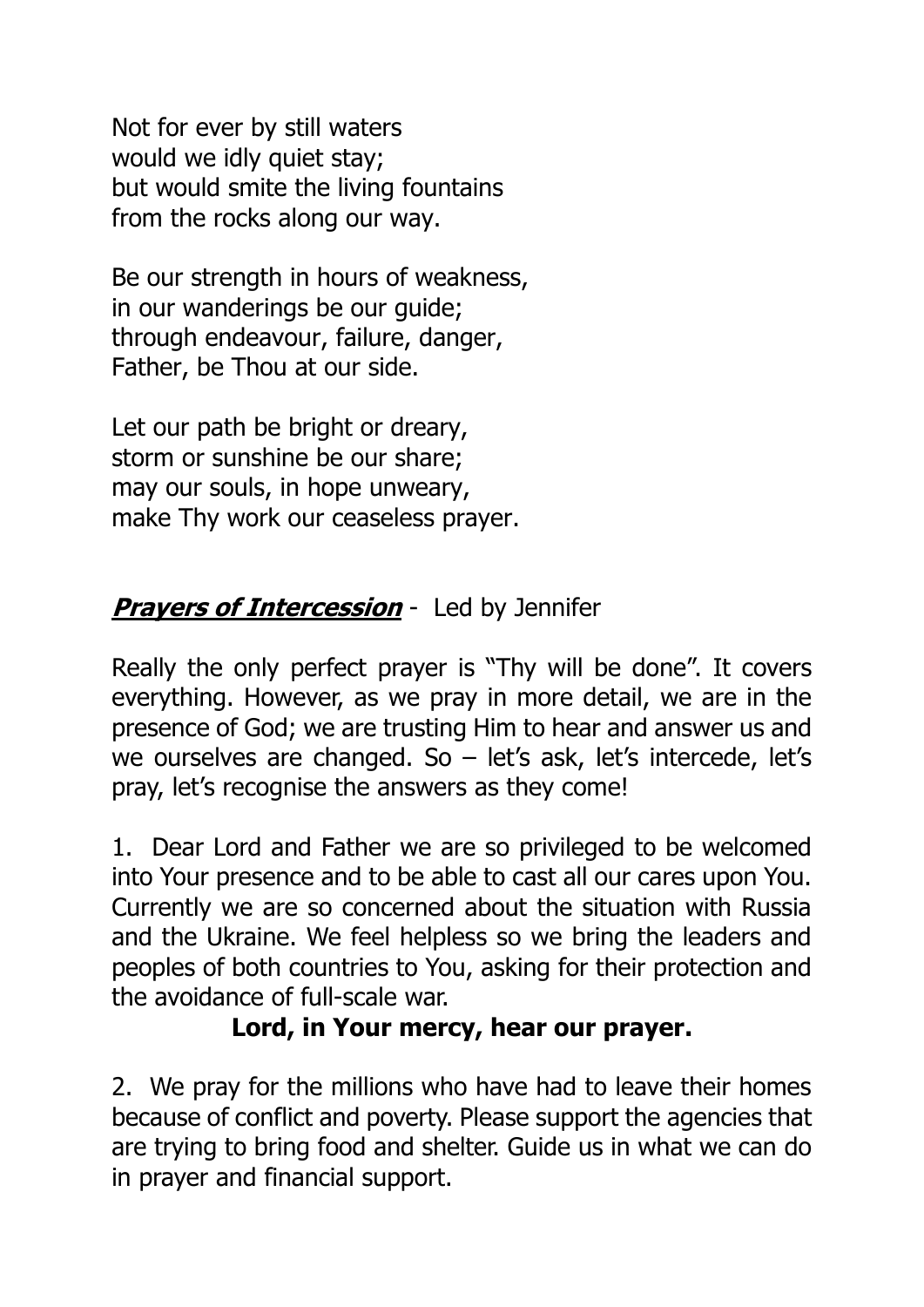Not for ever by still waters
would we idly quiet stay;
but would smite the living fountains
from the rocks along our way.

Be our strength in hours of weakness,
in our wanderings be our guide;
through endeavour, failure, danger,
Father, be Thou at our side.

Let our path be bright or dreary,
storm or sunshine be our share;
may our souls, in hope unweary,
make Thy work our ceaseless prayer.

***Prayers of Intercession*** - Led by Jennifer

Really the only perfect prayer is "Thy will be done". It covers everything. However, as we pray in more detail, we are in the presence of God; we are trusting Him to hear and answer us and we ourselves are changed. So – let's ask, let's intercede, let's pray, let's recognise the answers as they come!

1. Dear Lord and Father we are so privileged to be welcomed into Your presence and to be able to cast all our cares upon You. Currently we are so concerned about the situation with Russia and the Ukraine. We feel helpless so we bring the leaders and peoples of both countries to You, asking for their protection and the avoidance of full-scale war.

**Lord, in Your mercy, hear our prayer.**

2. We pray for the millions who have had to leave their homes because of conflict and poverty. Please support the agencies that are trying to bring food and shelter. Guide us in what we can do in prayer and financial support.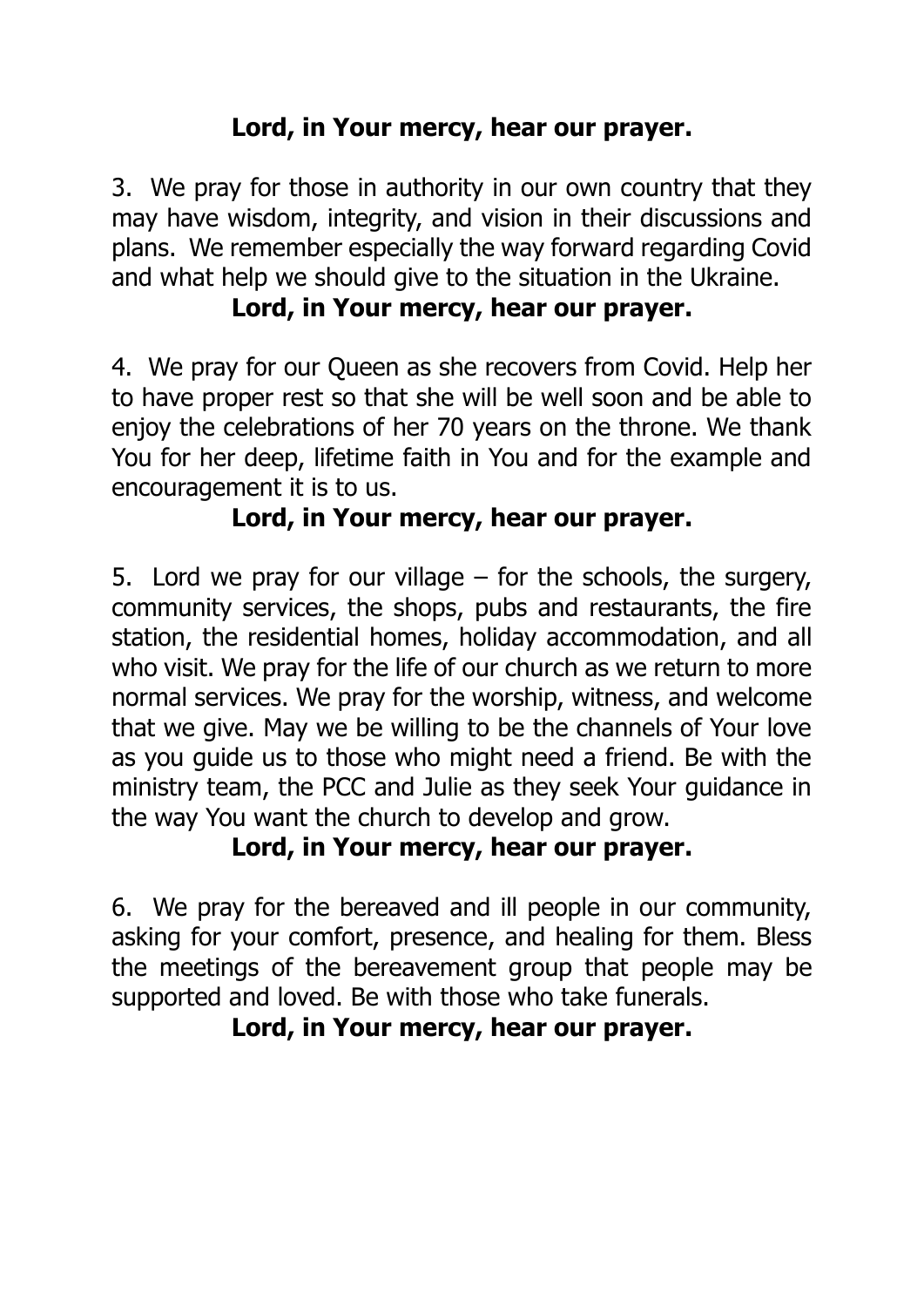**Lord, in Your mercy, hear our prayer.**

3. We pray for those in authority in our own country that they may have wisdom, integrity, and vision in their discussions and plans. We remember especially the way forward regarding Covid and what help we should give to the situation in the Ukraine.

**Lord, in Your mercy, hear our prayer.**

4. We pray for our Queen as she recovers from Covid. Help her to have proper rest so that she will be well soon and be able to enjoy the celebrations of her 70 years on the throne. We thank You for her deep, lifetime faith in You and for the example and encouragement it is to us.

**Lord, in Your mercy, hear our prayer.**

5. Lord we pray for our village – for the schools, the surgery, community services, the shops, pubs and restaurants, the fire station, the residential homes, holiday accommodation, and all who visit. We pray for the life of our church as we return to more normal services. We pray for the worship, witness, and welcome that we give. May we be willing to be the channels of Your love as you guide us to those who might need a friend. Be with the ministry team, the PCC and Julie as they seek Your guidance in the way You want the church to develop and grow.

**Lord, in Your mercy, hear our prayer.**

6. We pray for the bereaved and ill people in our community, asking for your comfort, presence, and healing for them. Bless the meetings of the bereavement group that people may be supported and loved. Be with those who take funerals.

**Lord, in Your mercy, hear our prayer.**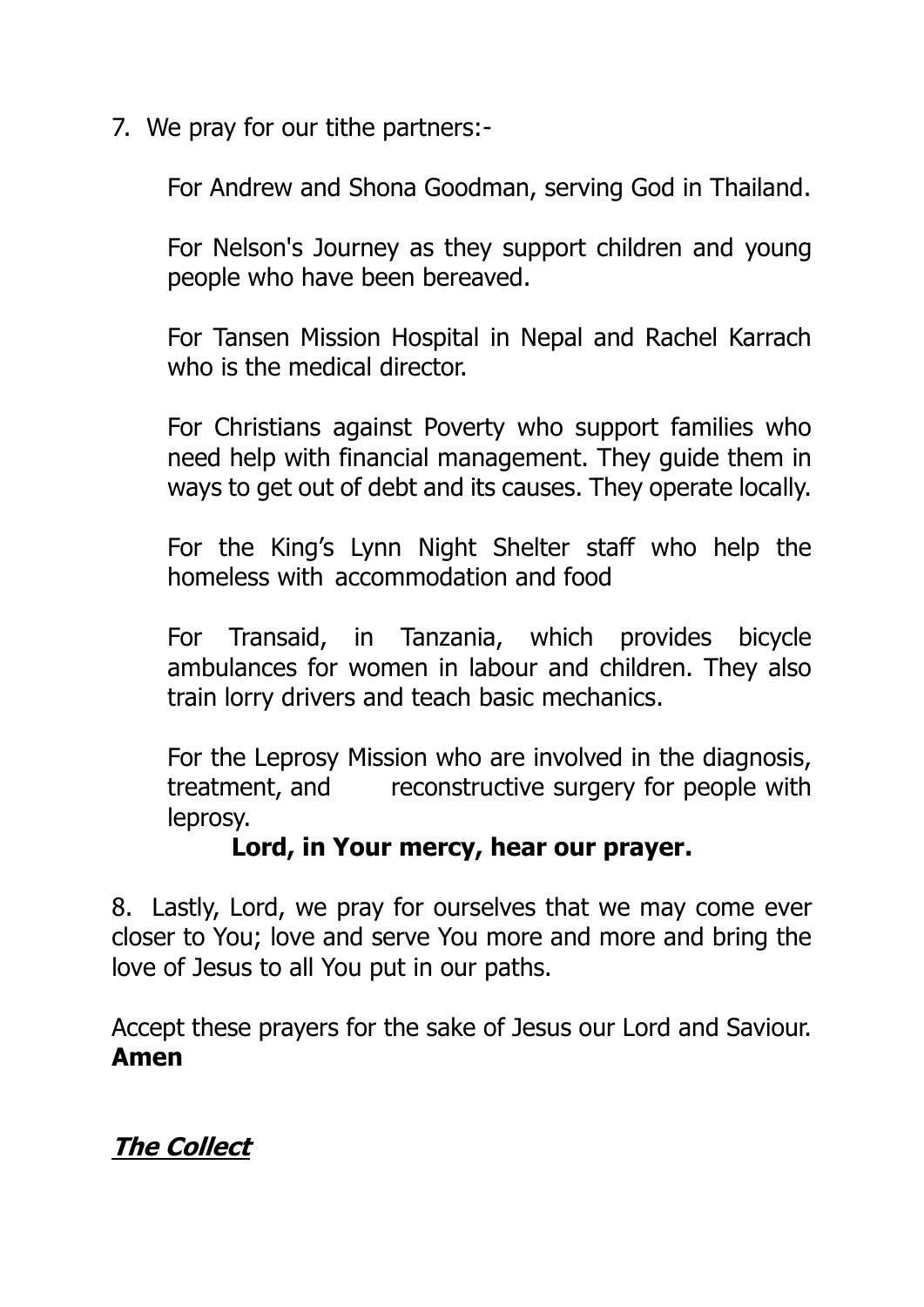7. We pray for our tithe partners:-

For Andrew and Shona Goodman, serving God in Thailand.

For Nelson's Journey as they support children and young people who have been bereaved.

For Tansen Mission Hospital in Nepal and Rachel Karrach who is the medical director.

For Christians against Poverty who support families who need help with financial management. They guide them in ways to get out of debt and its causes. They operate locally.

For the King's Lynn Night Shelter staff who help the homeless with accommodation and food

For Transaid, in Tanzania, which provides bicycle ambulances for women in labour and children. They also train lorry drivers and teach basic mechanics.

For the Leprosy Mission who are involved in the diagnosis, treatment, and reconstructive surgery for people with leprosy.

**Lord, in Your mercy, hear our prayer.**

8. Lastly, Lord, we pray for ourselves that we may come ever closer to You; love and serve You more and more and bring the love of Jesus to all You put in our paths.

Accept these prayers for the sake of Jesus our Lord and Saviour.
**Amen**

## ***The Collect***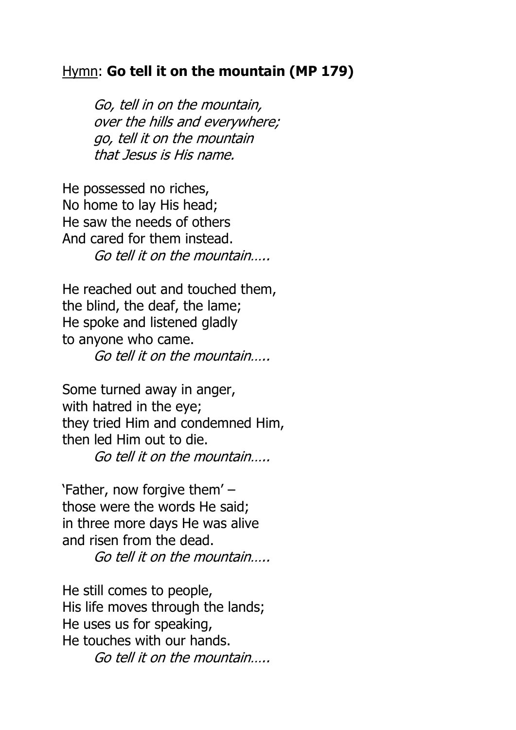Hymn: **Go tell it on the mountain (MP 179)**

*Go, tell in on the mountain,*
*over the hills and everywhere;*
*go, tell it on the mountain*
*that Jesus is His name.*

He possessed no riches,
No home to lay His head;
He saw the needs of others
And cared for them instead.
*Go tell it on the mountain…..*

He reached out and touched them,
the blind, the deaf, the lame;
He spoke and listened gladly
to anyone who came.
*Go tell it on the mountain…..*

Some turned away in anger,
with hatred in the eye;
they tried Him and condemned Him,
then led Him out to die.
*Go tell it on the mountain…..*

'Father, now forgive them' –
those were the words He said;
in three more days He was alive
and risen from the dead.
*Go tell it on the mountain…..*

He still comes to people,
His life moves through the lands;
He uses us for speaking,
He touches with our hands.
*Go tell it on the mountain…..*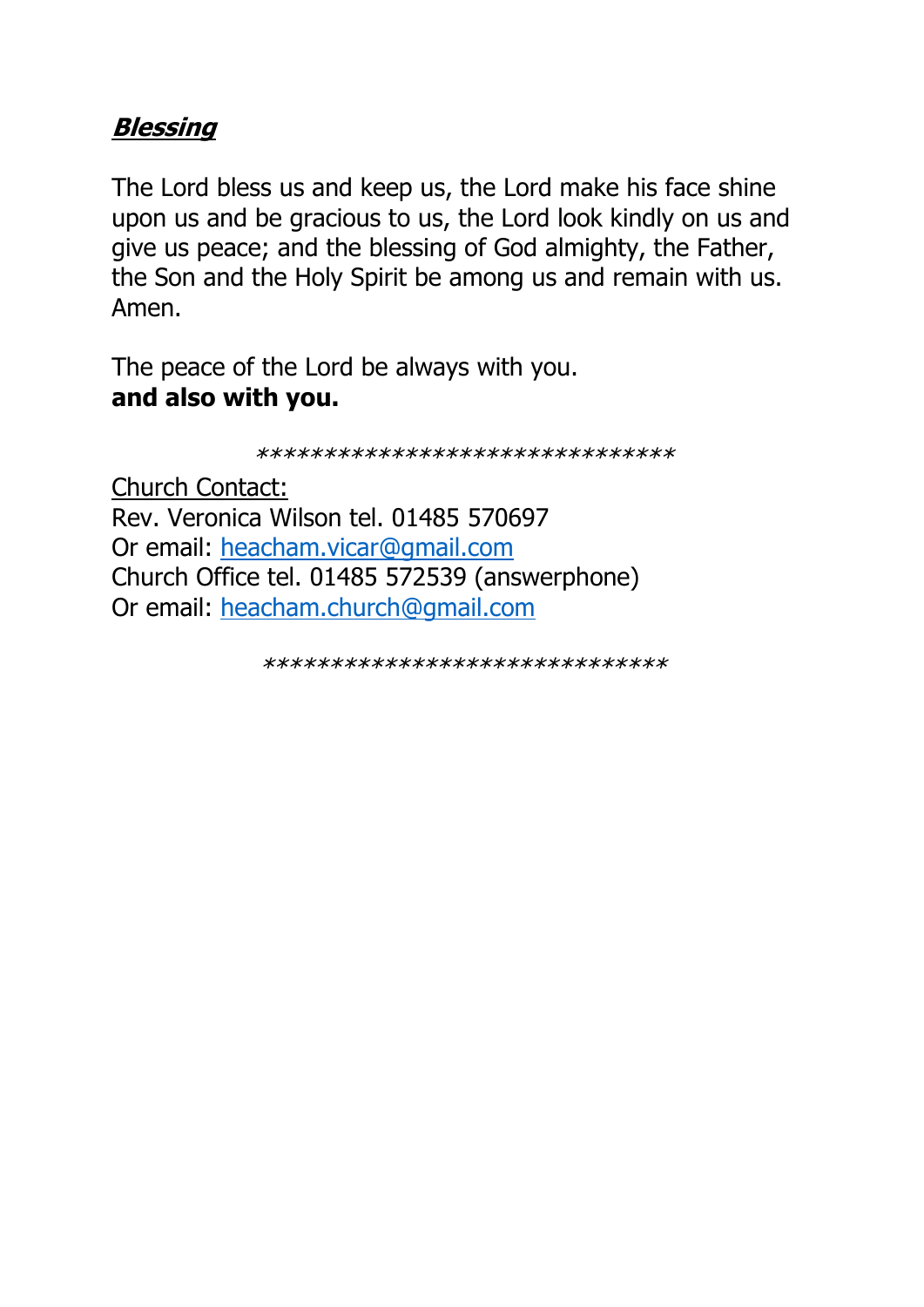***<u>Blessing</u>***

The Lord bless us and keep us, the Lord make his face shine upon us and be gracious to us, the Lord look kindly on us and give us peace; and the blessing of God almighty, the Father, the Son and the Holy Spirit be among us and remain with us. Amen.

The peace of the Lord be always with you.
**and also with you.**

*******************************

<u>Church Contact:</u>
Rev. Veronica Wilson tel. 01485 570697
Or email: heacham.vicar@gmail.com
Church Office tel. 01485 572539 (answerphone)
Or email: heacham.church@gmail.com

*******************************